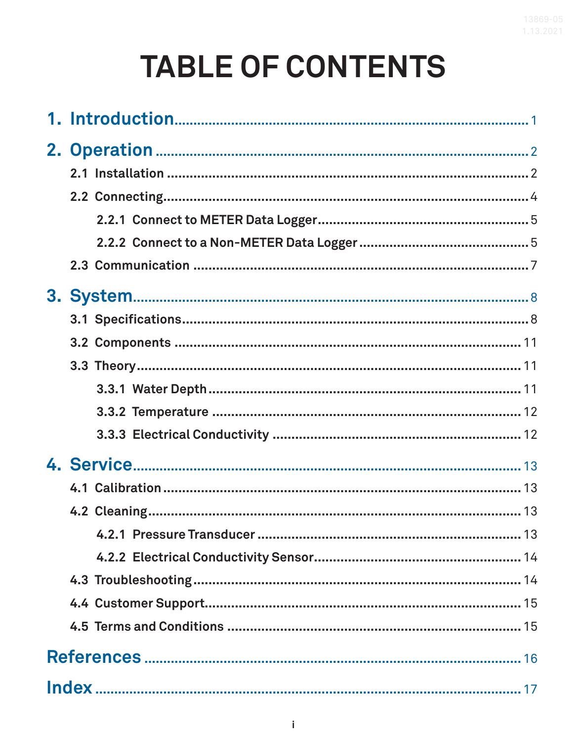# TABLE OF CONTENTS

1. Introduction ........ 1

2. Operation ........ 2
   - 2.1 Installation ........ 2
   - 2.2 Connecting ........ 4
     - 2.2.1 Connect to METER Data Logger ........ 5
     - 2.2.2 Connect to a Non-METER Data Logger ........ 5
   - 2.3 Communication ........ 7

3. System ........ 8
   - 3.1 Specifications ........ 8
   - 3.2 Components ........ 11
   - 3.3 Theory ........ 11
     - 3.3.1 Water Depth ........ 11
     - 3.3.2 Temperature ........ 12
     - 3.3.3 Electrical Conductivity ........ 12

4. Service ........ 13
   - 4.1 Calibration ........ 13
   - 4.2 Cleaning ........ 13
     - 4.2.1 Pressure Transducer ........ 13
     - 4.2.2 Electrical Conductivity Sensor ........ 14
   - 4.3 Troubleshooting ........ 14
   - 4.4 Customer Support ........ 15
   - 4.5 Terms and Conditions ........ 15

References ........ 16

Index ........ 17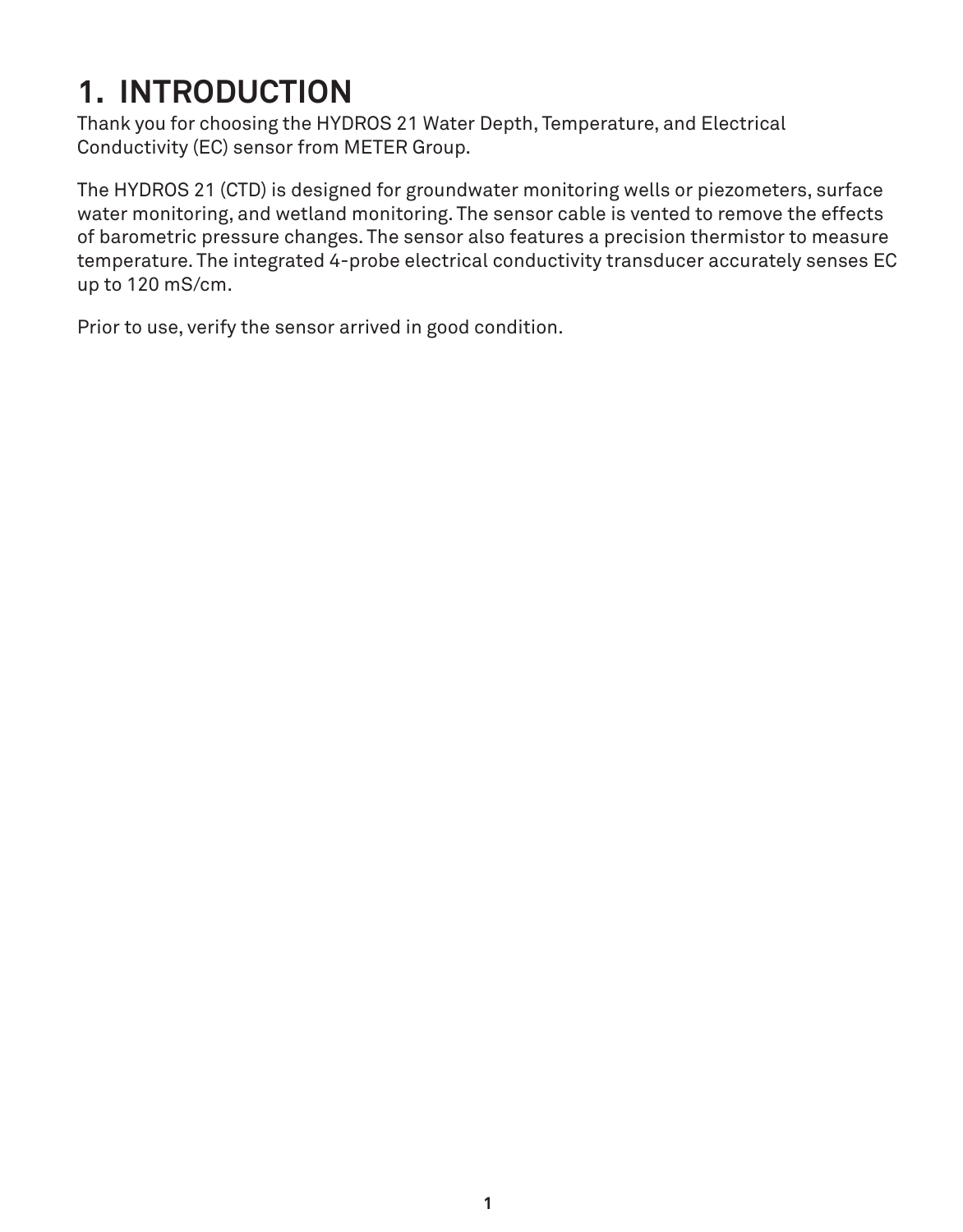# 1. INTRODUCTION

Thank you for choosing the HYDROS 21 Water Depth, Temperature, and Electrical Conductivity (EC) sensor from METER Group.

The HYDROS 21 (CTD) is designed for groundwater monitoring wells or piezometers, surface water monitoring, and wetland monitoring. The sensor cable is vented to remove the effects of barometric pressure changes. The sensor also features a precision thermistor to measure temperature. The integrated 4-probe electrical conductivity transducer accurately senses EC up to 120 mS/cm.

Prior to use, verify the sensor arrived in good condition.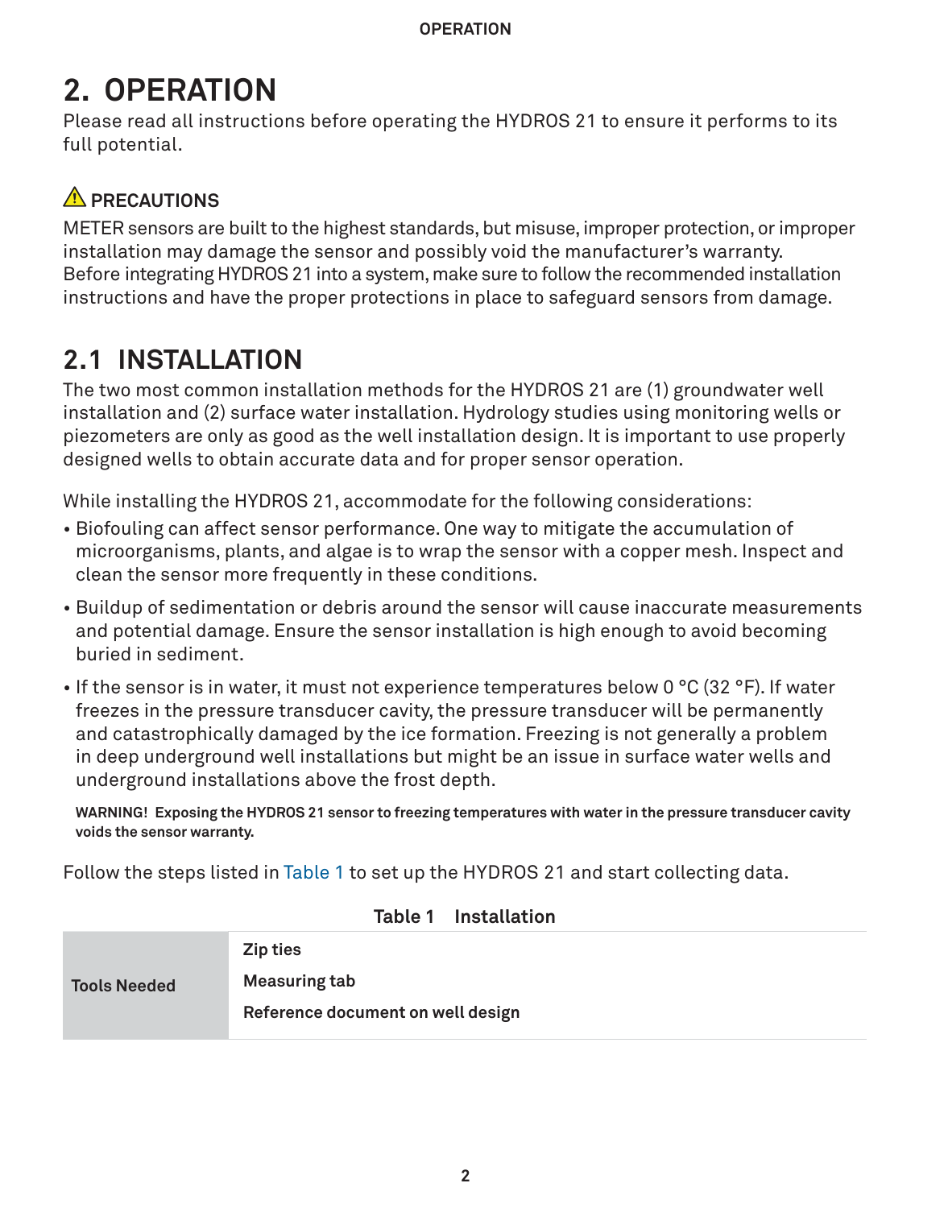# 2. OPERATION

Please read all instructions before operating the HYDROS 21 to ensure it performs to its full potential.

### ⚠ PRECAUTIONS

METER sensors are built to the highest standards, but misuse, improper protection, or improper installation may damage the sensor and possibly void the manufacturer's warranty. Before integrating HYDROS 21 into a system, make sure to follow the recommended installation instructions and have the proper protections in place to safeguard sensors from damage.

## 2.1 INSTALLATION

The two most common installation methods for the HYDROS 21 are (1) groundwater well installation and (2) surface water installation. Hydrology studies using monitoring wells or piezometers are only as good as the well installation design. It is important to use properly designed wells to obtain accurate data and for proper sensor operation.

While installing the HYDROS 21, accommodate for the following considerations:

- Biofouling can affect sensor performance. One way to mitigate the accumulation of microorganisms, plants, and algae is to wrap the sensor with a copper mesh. Inspect and clean the sensor more frequently in these conditions.
- Buildup of sedimentation or debris around the sensor will cause inaccurate measurements and potential damage. Ensure the sensor installation is high enough to avoid becoming buried in sediment.
- If the sensor is in water, it must not experience temperatures below 0 °C (32 °F). If water freezes in the pressure transducer cavity, the pressure transducer will be permanently and catastrophically damaged by the ice formation. Freezing is not generally a problem in deep underground well installations but might be an issue in surface water wells and underground installations above the frost depth.

  **WARNING! Exposing the HYDROS 21 sensor to freezing temperatures with water in the pressure transducer cavity voids the sensor warranty.**

Follow the steps listed in Table 1 to set up the HYDROS 21 and start collecting data.

**Table 1 Installation**

| | |
|---|---|
| **Tools Needed** | **Zip ties**<br>**Measuring tab**<br>**Reference document on well design** |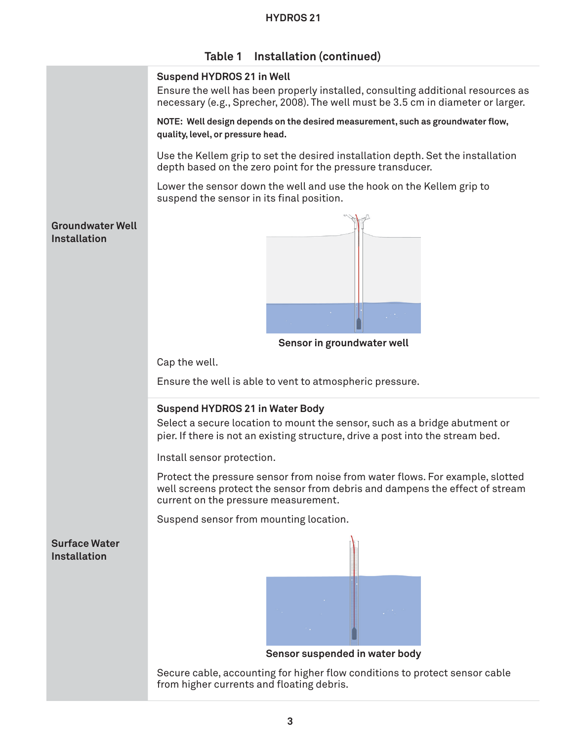**Table 1 Installation (continued)**

| | |
|---|---|
| **Groundwater Well Installation** | **Suspend HYDROS 21 in Well**<br>Ensure the well has been properly installed, consulting additional resources as necessary (e.g., Sprecher, 2008). The well must be 3.5 cm in diameter or larger.<br>**NOTE: Well design depends on the desired measurement, such as groundwater flow, quality, level, or pressure head.**<br>Use the Kellem grip to set the desired installation depth. Set the installation depth based on the zero point for the pressure transducer.<br>Lower the sensor down the well and use the hook on the Kellem grip to suspend the sensor in its final position.<br>**Sensor in groundwater well**<br>Cap the well.<br>Ensure the well is able to vent to atmospheric pressure. |
| **Surface Water Installation** | **Suspend HYDROS 21 in Water Body**<br>Select a secure location to mount the sensor, such as a bridge abutment or pier. If there is not an existing structure, drive a post into the stream bed.<br>Install sensor protection.<br>Protect the pressure sensor from noise from water flows. For example, slotted well screens protect the sensor from debris and dampens the effect of stream current on the pressure measurement.<br>Suspend sensor from mounting location.<br>**Sensor suspended in water body**<br>Secure cable, accounting for higher flow conditions to protect sensor cable from higher currents and floating debris. |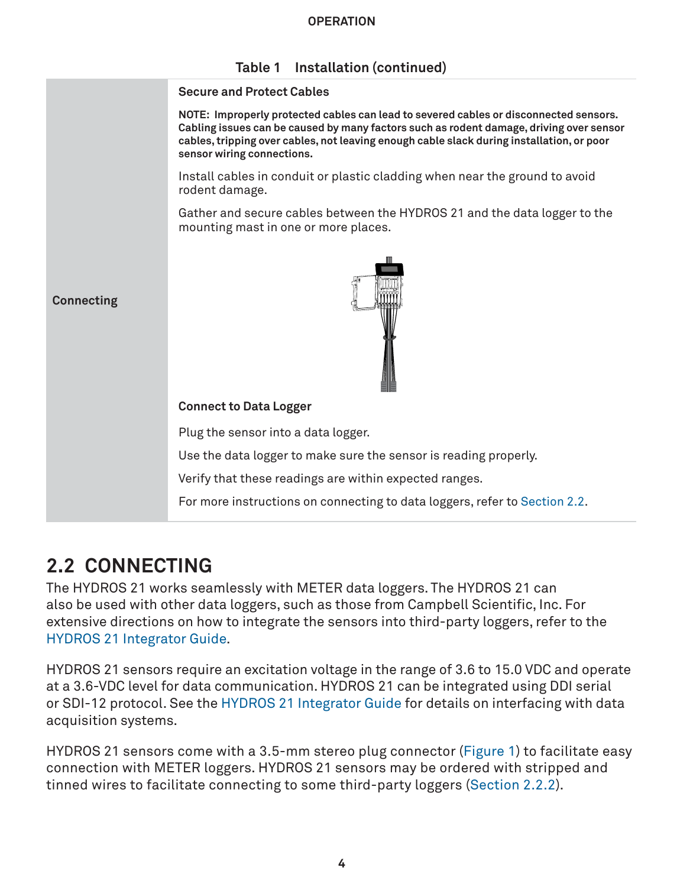**Table 1 Installation (continued)**

| | |
|---|---|
| **Connecting** | **Secure and Protect Cables**<br><br>**NOTE: Improperly protected cables can lead to severed cables or disconnected sensors. Cabling issues can be caused by many factors such as rodent damage, driving over sensor cables, tripping over cables, not leaving enough cable slack during installation, or poor sensor wiring connections.**<br><br>Install cables in conduit or plastic cladding when near the ground to avoid rodent damage.<br><br>Gather and secure cables between the HYDROS 21 and the data logger to the mounting mast in one or more places.<br><br>**Connect to Data Logger**<br><br>Plug the sensor into a data logger.<br><br>Use the data logger to make sure the sensor is reading properly.<br><br>Verify that these readings are within expected ranges.<br><br>For more instructions on connecting to data loggers, refer to Section 2.2. |

## 2.2 CONNECTING

The HYDROS 21 works seamlessly with METER data loggers. The HYDROS 21 can also be used with other data loggers, such as those from Campbell Scientific, Inc. For extensive directions on how to integrate the sensors into third-party loggers, refer to the HYDROS 21 Integrator Guide.

HYDROS 21 sensors require an excitation voltage in the range of 3.6 to 15.0 VDC and operate at a 3.6-VDC level for data communication. HYDROS 21 can be integrated using DDI serial or SDI-12 protocol. See the HYDROS 21 Integrator Guide for details on interfacing with data acquisition systems.

HYDROS 21 sensors come with a 3.5-mm stereo plug connector (Figure 1) to facilitate easy connection with METER loggers. HYDROS 21 sensors may be ordered with stripped and tinned wires to facilitate connecting to some third-party loggers (Section 2.2.2).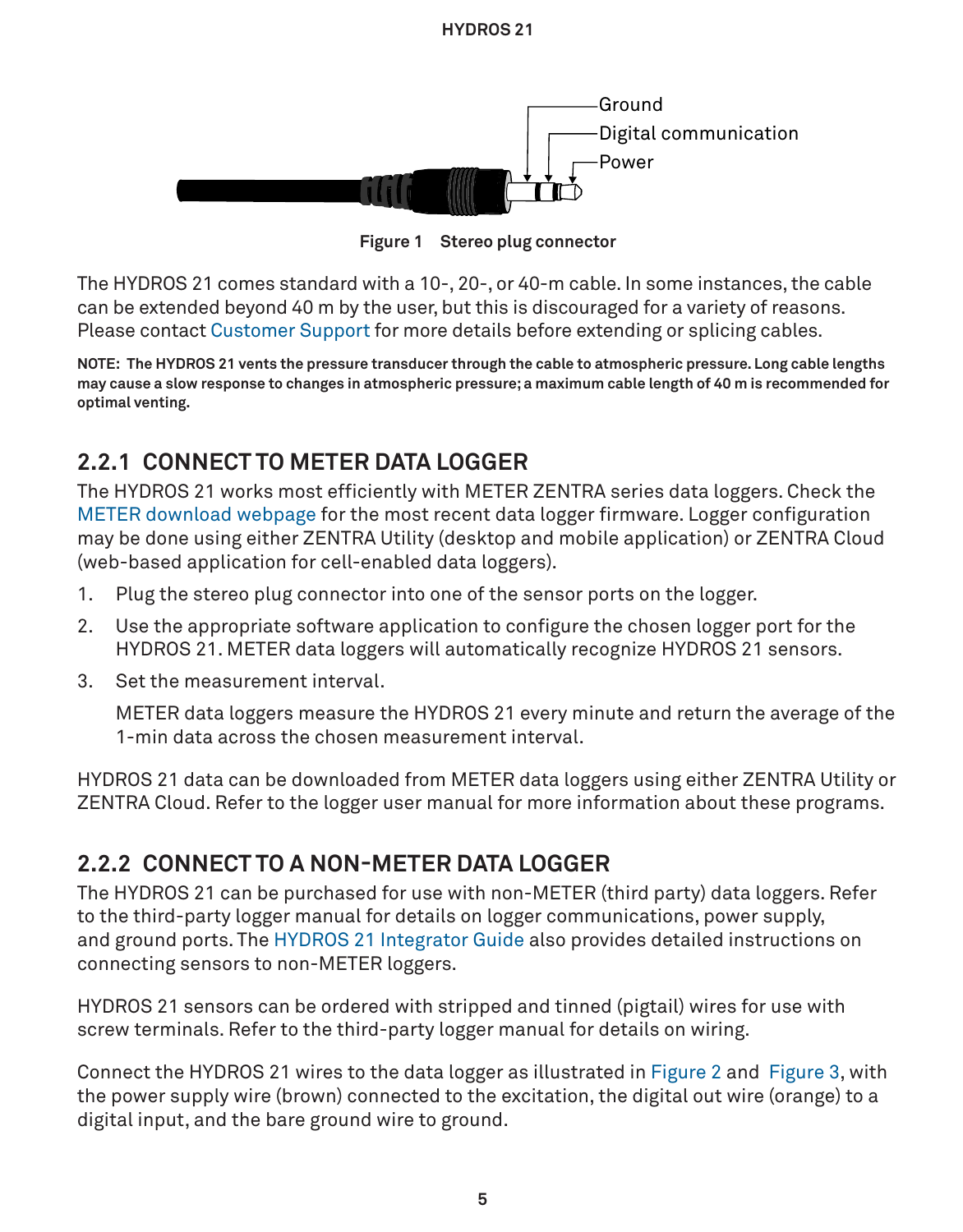Ground

Digital communication

Power

Figure 1 Stereo plug connector

The HYDROS 21 comes standard with a 10-, 20-, or 40-m cable. In some instances, the cable can be extended beyond 40 m by the user, but this is discouraged for a variety of reasons. Please contact Customer Support for more details before extending or splicing cables.

**NOTE: The HYDROS 21 vents the pressure transducer through the cable to atmospheric pressure. Long cable lengths may cause a slow response to changes in atmospheric pressure; a maximum cable length of 40 m is recommended for optimal venting.**

### 2.2.1 CONNECT TO METER DATA LOGGER

The HYDROS 21 works most efficiently with METER ZENTRA series data loggers. Check the METER download webpage for the most recent data logger firmware. Logger configuration may be done using either ZENTRA Utility (desktop and mobile application) or ZENTRA Cloud (web-based application for cell-enabled data loggers).

1. Plug the stereo plug connector into one of the sensor ports on the logger.
2. Use the appropriate software application to configure the chosen logger port for the HYDROS 21. METER data loggers will automatically recognize HYDROS 21 sensors.
3. Set the measurement interval.

   METER data loggers measure the HYDROS 21 every minute and return the average of the 1-min data across the chosen measurement interval.

HYDROS 21 data can be downloaded from METER data loggers using either ZENTRA Utility or ZENTRA Cloud. Refer to the logger user manual for more information about these programs.

### 2.2.2 CONNECT TO A NON-METER DATA LOGGER

The HYDROS 21 can be purchased for use with non-METER (third party) data loggers. Refer to the third-party logger manual for details on logger communications, power supply, and ground ports. The HYDROS 21 Integrator Guide also provides detailed instructions on connecting sensors to non-METER loggers.

HYDROS 21 sensors can be ordered with stripped and tinned (pigtail) wires for use with screw terminals. Refer to the third-party logger manual for details on wiring.

Connect the HYDROS 21 wires to the data logger as illustrated in Figure 2 and Figure 3, with the power supply wire (brown) connected to the excitation, the digital out wire (orange) to a digital input, and the bare ground wire to ground.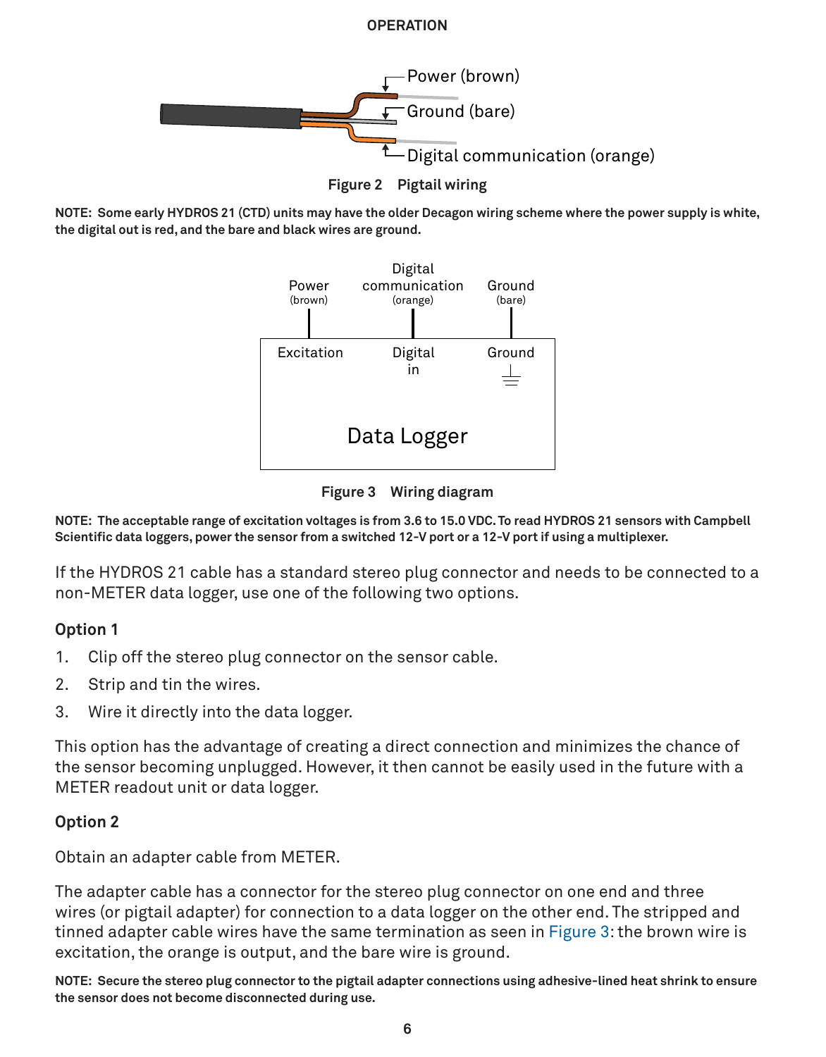# OPERATION

Figure 2 Pigtail wiring

**NOTE: Some early HYDROS 21 (CTD) units may have the older Decagon wiring scheme where the power supply is white, the digital out is red, and the bare and black wires are ground.**

Figure 3 Wiring diagram

**NOTE: The acceptable range of excitation voltages is from 3.6 to 15.0 VDC. To read HYDROS 21 sensors with Campbell Scientific data loggers, power the sensor from a switched 12-V port or a 12-V port if using a multiplexer.**

If the HYDROS 21 cable has a standard stereo plug connector and needs to be connected to a non-METER data logger, use one of the following two options.

### Option 1

1. Clip off the stereo plug connector on the sensor cable.
2. Strip and tin the wires.
3. Wire it directly into the data logger.

This option has the advantage of creating a direct connection and minimizes the chance of the sensor becoming unplugged. However, it then cannot be easily used in the future with a METER readout unit or data logger.

### Option 2

Obtain an adapter cable from METER.

The adapter cable has a connector for the stereo plug connector on one end and three wires (or pigtail adapter) for connection to a data logger on the other end. The stripped and tinned adapter cable wires have the same termination as seen in Figure 3: the brown wire is excitation, the orange is output, and the bare wire is ground.

**NOTE: Secure the stereo plug connector to the pigtail adapter connections using adhesive-lined heat shrink to ensure the sensor does not become disconnected during use.**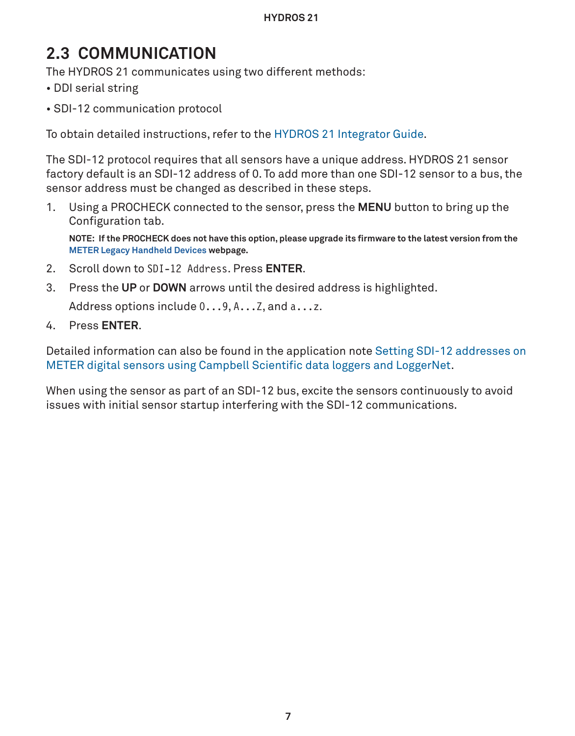## 2.3 COMMUNICATION

The HYDROS 21 communicates using two different methods:

- DDI serial string
- SDI-12 communication protocol

To obtain detailed instructions, refer to the HYDROS 21 Integrator Guide.

The SDI-12 protocol requires that all sensors have a unique address. HYDROS 21 sensor factory default is an SDI-12 address of 0. To add more than one SDI-12 sensor to a bus, the sensor address must be changed as described in these steps.

1. Using a PROCHECK connected to the sensor, press the **MENU** button to bring up the Configuration tab.

   **NOTE: If the PROCHECK does not have this option, please upgrade its firmware to the latest version from the METER Legacy Handheld Devices webpage.**

2. Scroll down to `SDI-12 Address`. Press **ENTER**.
3. Press the **UP** or **DOWN** arrows until the desired address is highlighted.

   Address options include `0...9`, `A...Z`, and `a...z`.

4. Press **ENTER**.

Detailed information can also be found in the application note Setting SDI-12 addresses on METER digital sensors using Campbell Scientific data loggers and LoggerNet.

When using the sensor as part of an SDI-12 bus, excite the sensors continuously to avoid issues with initial sensor startup interfering with the SDI-12 communications.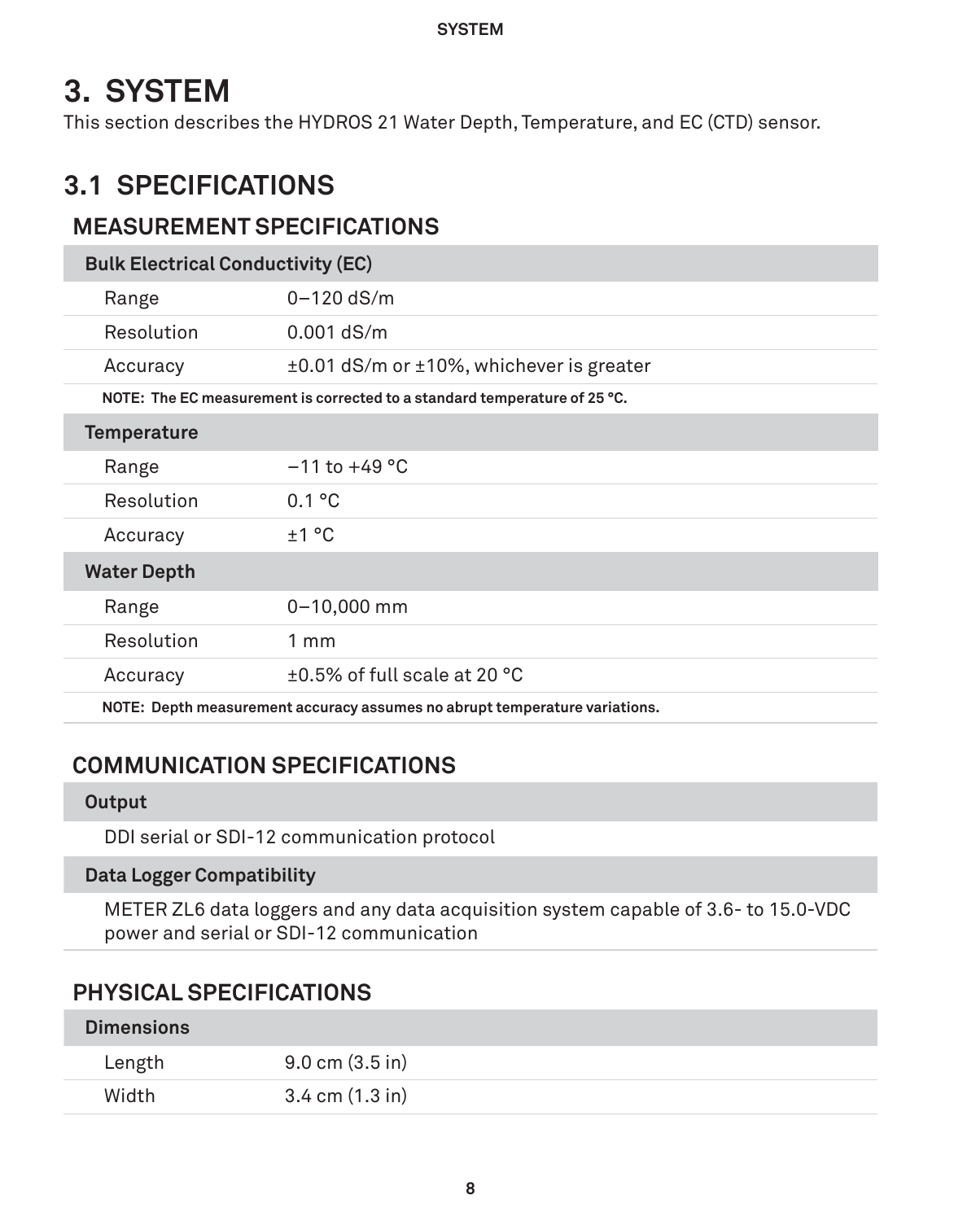# 3. SYSTEM

This section describes the HYDROS 21 Water Depth, Temperature, and EC (CTD) sensor.

## 3.1 SPECIFICATIONS

### MEASUREMENT SPECIFICATIONS

| **Bulk Electrical Conductivity (EC)** | |
|---|---|
| Range | 0–120 dS/m |
| Resolution | 0.001 dS/m |
| Accuracy | ±0.01 dS/m or ±10%, whichever is greater |

**NOTE: The EC measurement is corrected to a standard temperature of 25 °C.**

| **Temperature** | |
|---|---|
| Range | −11 to +49 °C |
| Resolution | 0.1 °C |
| Accuracy | ±1 °C |

| **Water Depth** | |
|---|---|
| Range | 0–10,000 mm |
| Resolution | 1 mm |
| Accuracy | ±0.5% of full scale at 20 °C |

**NOTE: Depth measurement accuracy assumes no abrupt temperature variations.**

### COMMUNICATION SPECIFICATIONS

**Output**

DDI serial or SDI-12 communication protocol

**Data Logger Compatibility**

METER ZL6 data loggers and any data acquisition system capable of 3.6- to 15.0-VDC power and serial or SDI-12 communication

### PHYSICAL SPECIFICATIONS

| **Dimensions** | |
|---|---|
| Length | 9.0 cm (3.5 in) |
| Width | 3.4 cm (1.3 in) |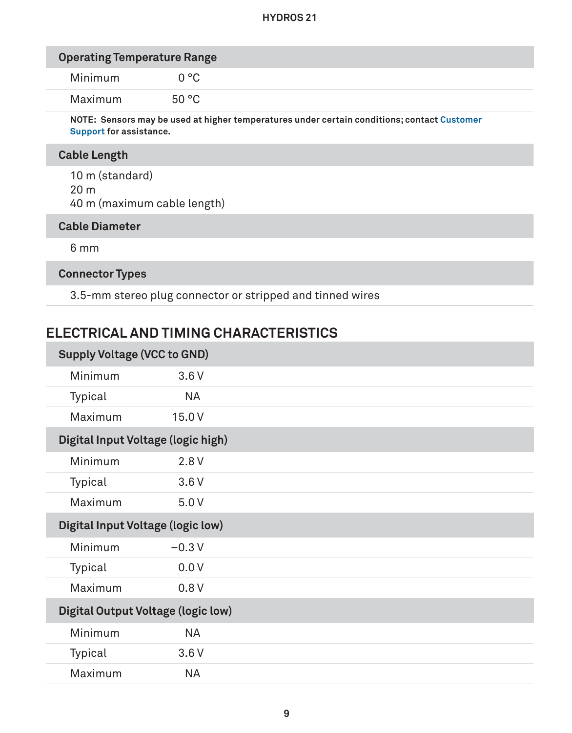### Operating Temperature Range

| | |
|---|---|
| Minimum | 0 °C |
| Maximum | 50 °C |

**NOTE: Sensors may be used at higher temperatures under certain conditions; contact Customer Support for assistance.**

### Cable Length

10 m (standard)
20 m
40 m (maximum cable length)

### Cable Diameter

6 mm

### Connector Types

3.5-mm stereo plug connector or stripped and tinned wires

## ELECTRICAL AND TIMING CHARACTERISTICS

### Supply Voltage (VCC to GND)

| | |
|---|---|
| Minimum | 3.6 V |
| Typical | NA |
| Maximum | 15.0 V |

### Digital Input Voltage (logic high)

| | |
|---|---|
| Minimum | 2.8 V |
| Typical | 3.6 V |
| Maximum | 5.0 V |

### Digital Input Voltage (logic low)

| | |
|---|---|
| Minimum | –0.3 V |
| Typical | 0.0 V |
| Maximum | 0.8 V |

### Digital Output Voltage (logic low)

| | |
|---|---|
| Minimum | NA |
| Typical | 3.6 V |
| Maximum | NA |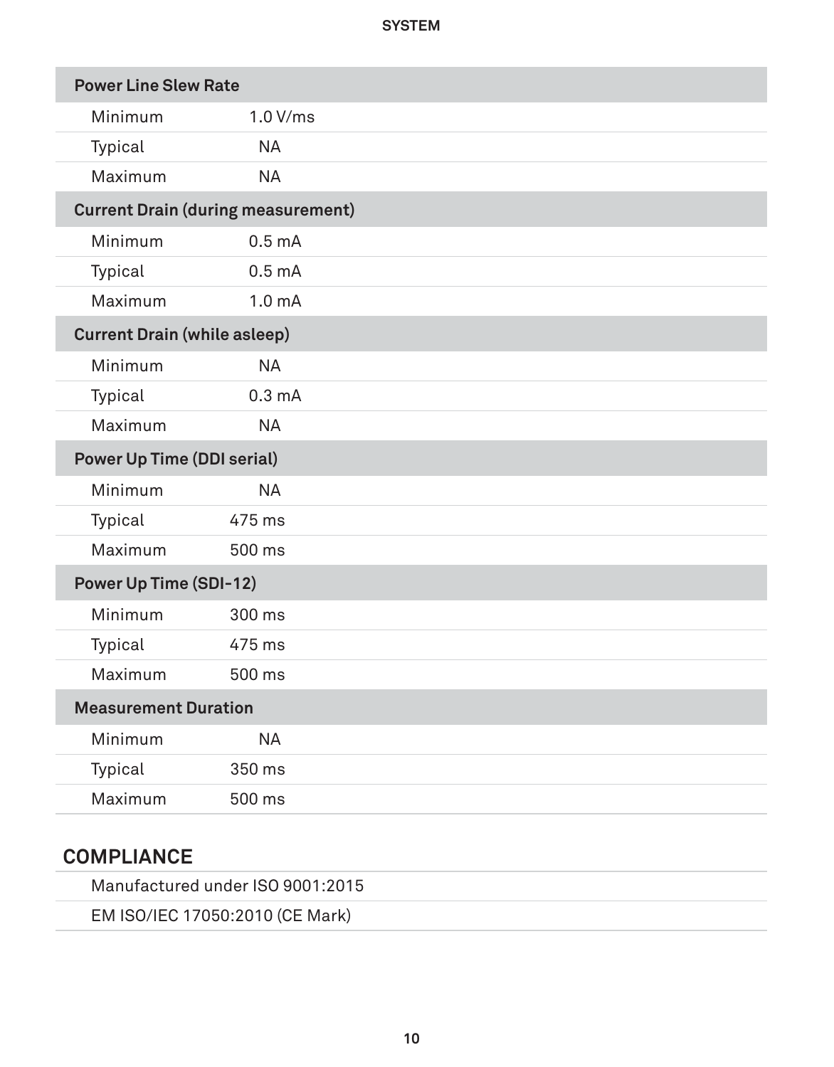| Power Line Slew Rate | |
|---|---|
| Minimum | 1.0 V/ms |
| Typical | NA |
| Maximum | NA |
| **Current Drain (during measurement)** | |
| Minimum | 0.5 mA |
| Typical | 0.5 mA |
| Maximum | 1.0 mA |
| **Current Drain (while asleep)** | |
| Minimum | NA |
| Typical | 0.3 mA |
| Maximum | NA |
| **Power Up Time (DDI serial)** | |
| Minimum | NA |
| Typical | 475 ms |
| Maximum | 500 ms |
| **Power Up Time (SDI-12)** | |
| Minimum | 300 ms |
| Typical | 475 ms |
| Maximum | 500 ms |
| **Measurement Duration** | |
| Minimum | NA |
| Typical | 350 ms |
| Maximum | 500 ms |

## COMPLIANCE

Manufactured under ISO 9001:2015

EM ISO/IEC 17050:2010 (CE Mark)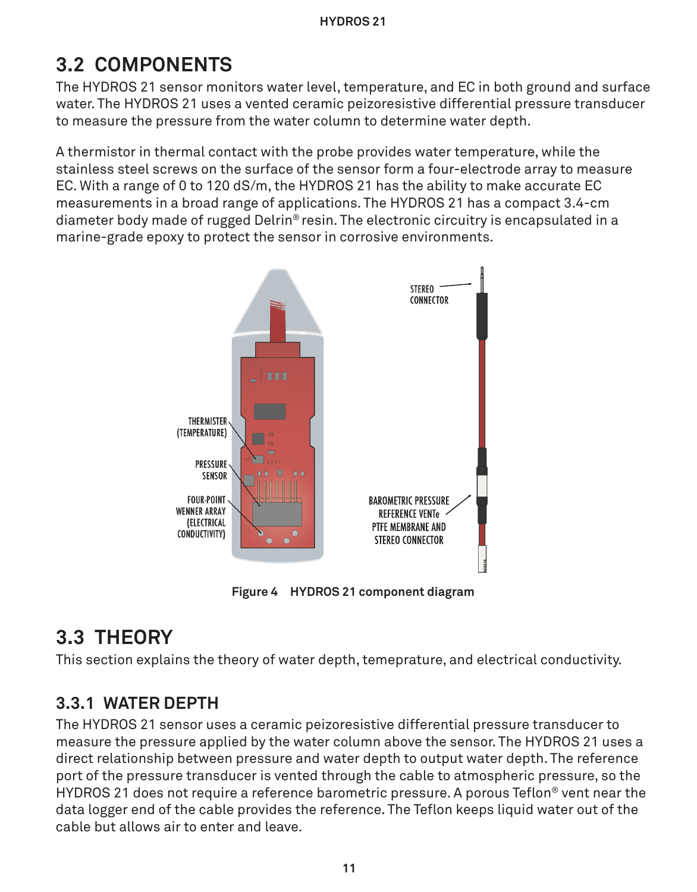## 3.2 COMPONENTS

The HYDROS 21 sensor monitors water level, temperature, and EC in both ground and surface water. The HYDROS 21 uses a vented ceramic peizoresistive differential pressure transducer to measure the pressure from the water column to determine water depth.

A thermistor in thermal contact with the probe provides water temperature, while the stainless steel screws on the surface of the sensor form a four-electrode array to measure EC. With a range of 0 to 120 dS/m, the HYDROS 21 has the ability to make accurate EC measurements in a broad range of applications. The HYDROS 21 has a compact 3.4-cm diameter body made of rugged Delrin® resin. The electronic circuitry is encapsulated in a marine-grade epoxy to protect the sensor in corrosive environments.

THERMISTER (TEMPERATURE)

PRESSURE SENSOR

FOUR-POINT WENNER ARRAY (ELECTRICAL CONDUCTIVITY)

STEREO CONNECTOR

BAROMETRIC PRESSURE REFERENCE VENTe PTFE MEMBRANE AND STEREO CONNECTOR

**Figure 4 HYDROS 21 component diagram**

## 3.3 THEORY

This section explains the theory of water depth, temeprature, and electrical conductivity.

### 3.3.1 WATER DEPTH

The HYDROS 21 sensor uses a ceramic peizoresistive differential pressure transducer to measure the pressure applied by the water column above the sensor. The HYDROS 21 uses a direct relationship between pressure and water depth to output water depth. The reference port of the pressure transducer is vented through the cable to atmospheric pressure, so the HYDROS 21 does not require a reference barometric pressure. A porous Teflon® vent near the data logger end of the cable provides the reference. The Teflon keeps liquid water out of the cable but allows air to enter and leave.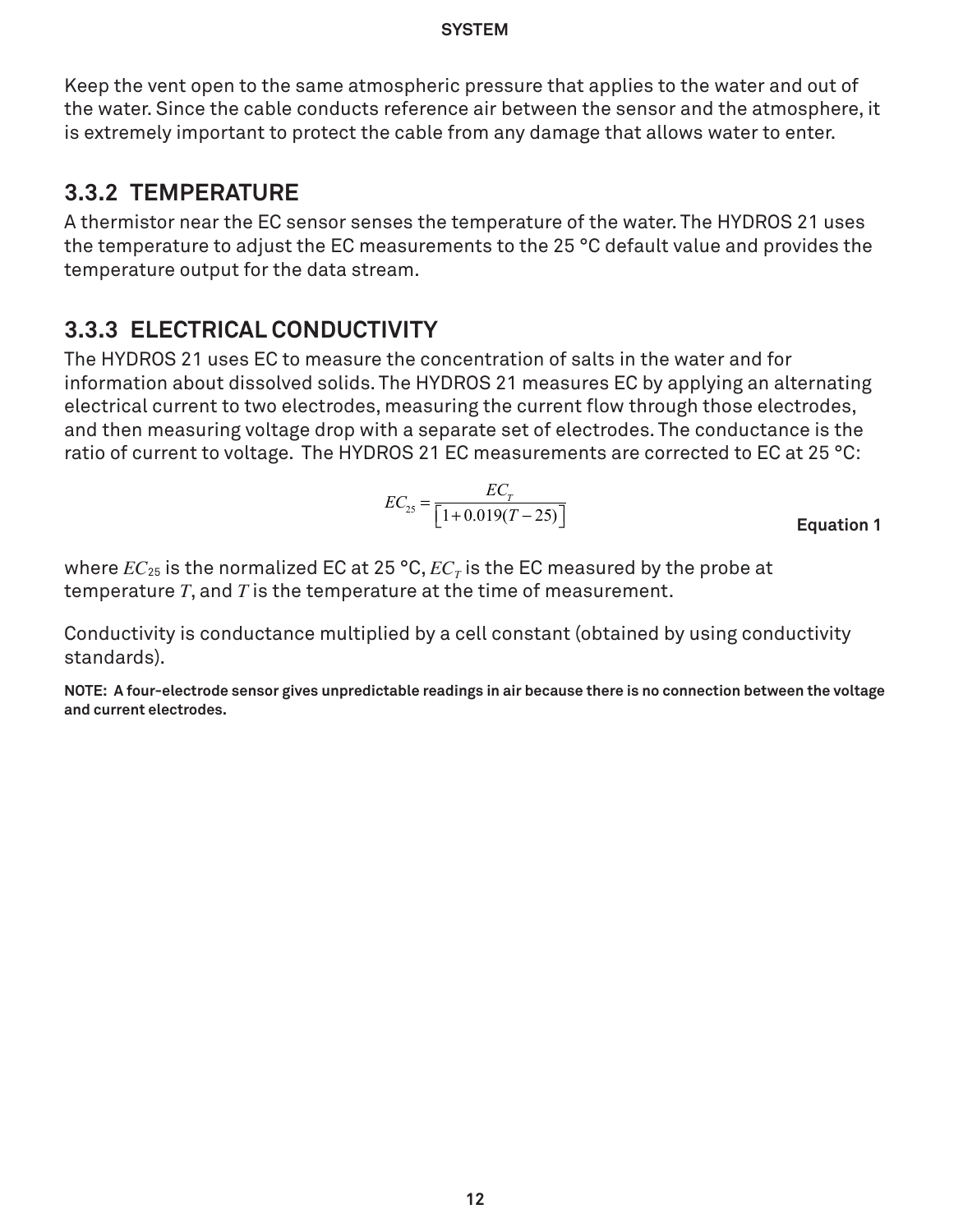Keep the vent open to the same atmospheric pressure that applies to the water and out of the water. Since the cable conducts reference air between the sensor and the atmosphere, it is extremely important to protect the cable from any damage that allows water to enter.

### 3.3.2 TEMPERATURE

A thermistor near the EC sensor senses the temperature of the water. The HYDROS 21 uses the temperature to adjust the EC measurements to the 25 °C default value and provides the temperature output for the data stream.

### 3.3.3 ELECTRICAL CONDUCTIVITY

The HYDROS 21 uses EC to measure the concentration of salts in the water and for information about dissolved solids. The HYDROS 21 measures EC by applying an alternating electrical current to two electrodes, measuring the current flow through those electrodes, and then measuring voltage drop with a separate set of electrodes. The conductance is the ratio of current to voltage. The HYDROS 21 EC measurements are corrected to EC at 25 °C:

$$EC_{25} = \frac{EC_T}{\left[1 + 0.019(T - 25)\right]} \quad \text{Equation 1}$$

where $EC_{25}$ is the normalized EC at 25 °C, $EC_T$ is the EC measured by the probe at temperature $T$, and $T$ is the temperature at the time of measurement.

Conductivity is conductance multiplied by a cell constant (obtained by using conductivity standards).

**NOTE: A four-electrode sensor gives unpredictable readings in air because there is no connection between the voltage and current electrodes.**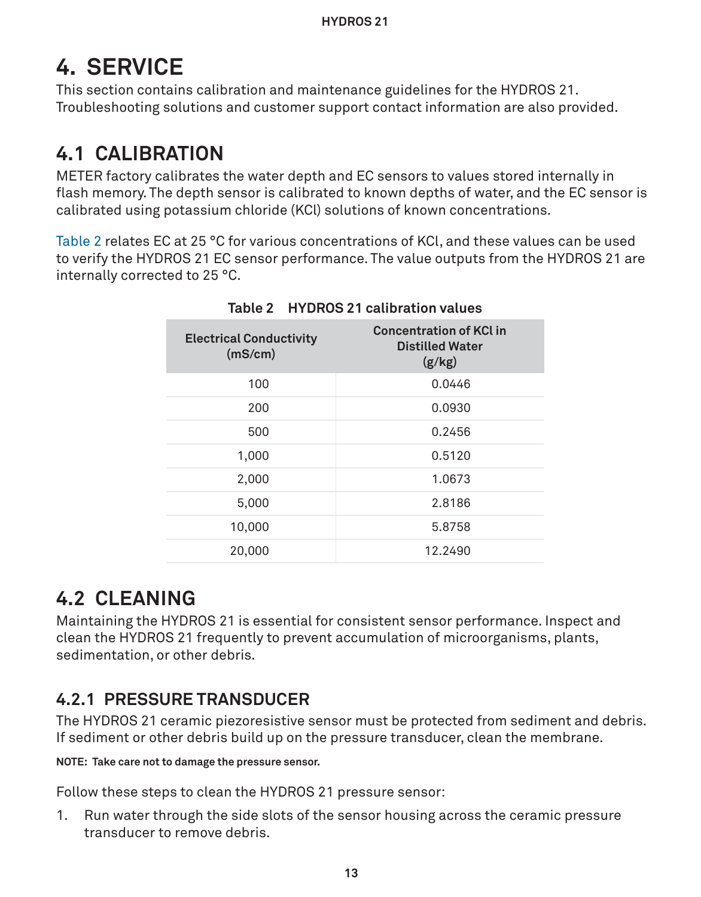# 4. SERVICE

This section contains calibration and maintenance guidelines for the HYDROS 21. Troubleshooting solutions and customer support contact information are also provided.

## 4.1 CALIBRATION

METER factory calibrates the water depth and EC sensors to values stored internally in flash memory. The depth sensor is calibrated to known depths of water, and the EC sensor is calibrated using potassium chloride (KCl) solutions of known concentrations.

Table 2 relates EC at 25 °C for various concentrations of KCl, and these values can be used to verify the HYDROS 21 EC sensor performance. The value outputs from the HYDROS 21 are internally corrected to 25 °C.

**Table 2 HYDROS 21 calibration values**

| Electrical Conductivity (mS/cm) | Concentration of KCl in Distilled Water (g/kg) |
|---|---|
| 100 | 0.0446 |
| 200 | 0.0930 |
| 500 | 0.2456 |
| 1,000 | 0.5120 |
| 2,000 | 1.0673 |
| 5,000 | 2.8186 |
| 10,000 | 5.8758 |
| 20,000 | 12.2490 |

## 4.2 CLEANING

Maintaining the HYDROS 21 is essential for consistent sensor performance. Inspect and clean the HYDROS 21 frequently to prevent accumulation of microorganisms, plants, sedimentation, or other debris.

### 4.2.1 PRESSURE TRANSDUCER

The HYDROS 21 ceramic piezoresistive sensor must be protected from sediment and debris. If sediment or other debris build up on the pressure transducer, clean the membrane.

**NOTE: Take care not to damage the pressure sensor.**

Follow these steps to clean the HYDROS 21 pressure sensor:

1. Run water through the side slots of the sensor housing across the ceramic pressure transducer to remove debris.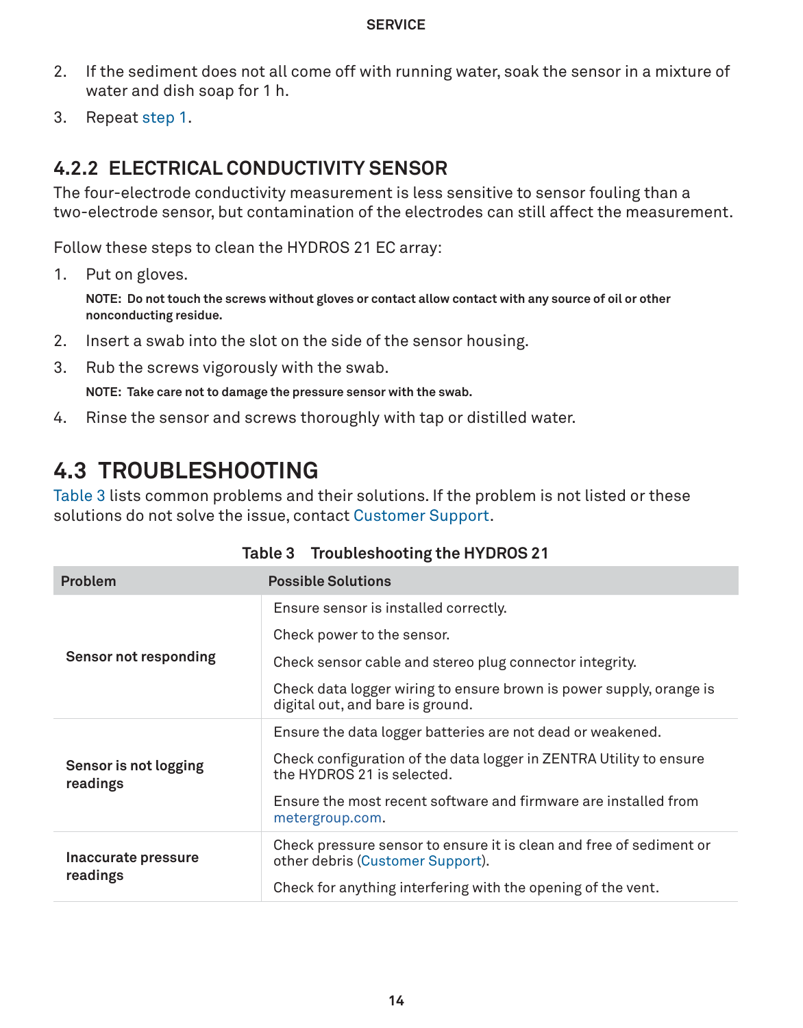2. If the sediment does not all come off with running water, soak the sensor in a mixture of water and dish soap for 1 h.
3. Repeat step 1.

### 4.2.2 ELECTRICAL CONDUCTIVITY SENSOR

The four-electrode conductivity measurement is less sensitive to sensor fouling than a two-electrode sensor, but contamination of the electrodes can still affect the measurement.

Follow these steps to clean the HYDROS 21 EC array:

1. Put on gloves.

   **NOTE: Do not touch the screws without gloves or contact allow contact with any source of oil or other nonconducting residue.**

2. Insert a swab into the slot on the side of the sensor housing.
3. Rub the screws vigorously with the swab.

   **NOTE: Take care not to damage the pressure sensor with the swab.**

4. Rinse the sensor and screws thoroughly with tap or distilled water.

## 4.3 TROUBLESHOOTING

Table 3 lists common problems and their solutions. If the problem is not listed or these solutions do not solve the issue, contact Customer Support.

**Table 3 Troubleshooting the HYDROS 21**

| Problem | Possible Solutions |
|---|---|
| **Sensor not responding** | Ensure sensor is installed correctly. |
| | Check power to the sensor. |
| | Check sensor cable and stereo plug connector integrity. |
| | Check data logger wiring to ensure brown is power supply, orange is digital out, and bare is ground. |
| **Sensor is not logging readings** | Ensure the data logger batteries are not dead or weakened. |
| | Check configuration of the data logger in ZENTRA Utility to ensure the HYDROS 21 is selected. |
| | Ensure the most recent software and firmware are installed from metergroup.com. |
| **Inaccurate pressure readings** | Check pressure sensor to ensure it is clean and free of sediment or other debris (Customer Support). |
| | Check for anything interfering with the opening of the vent. |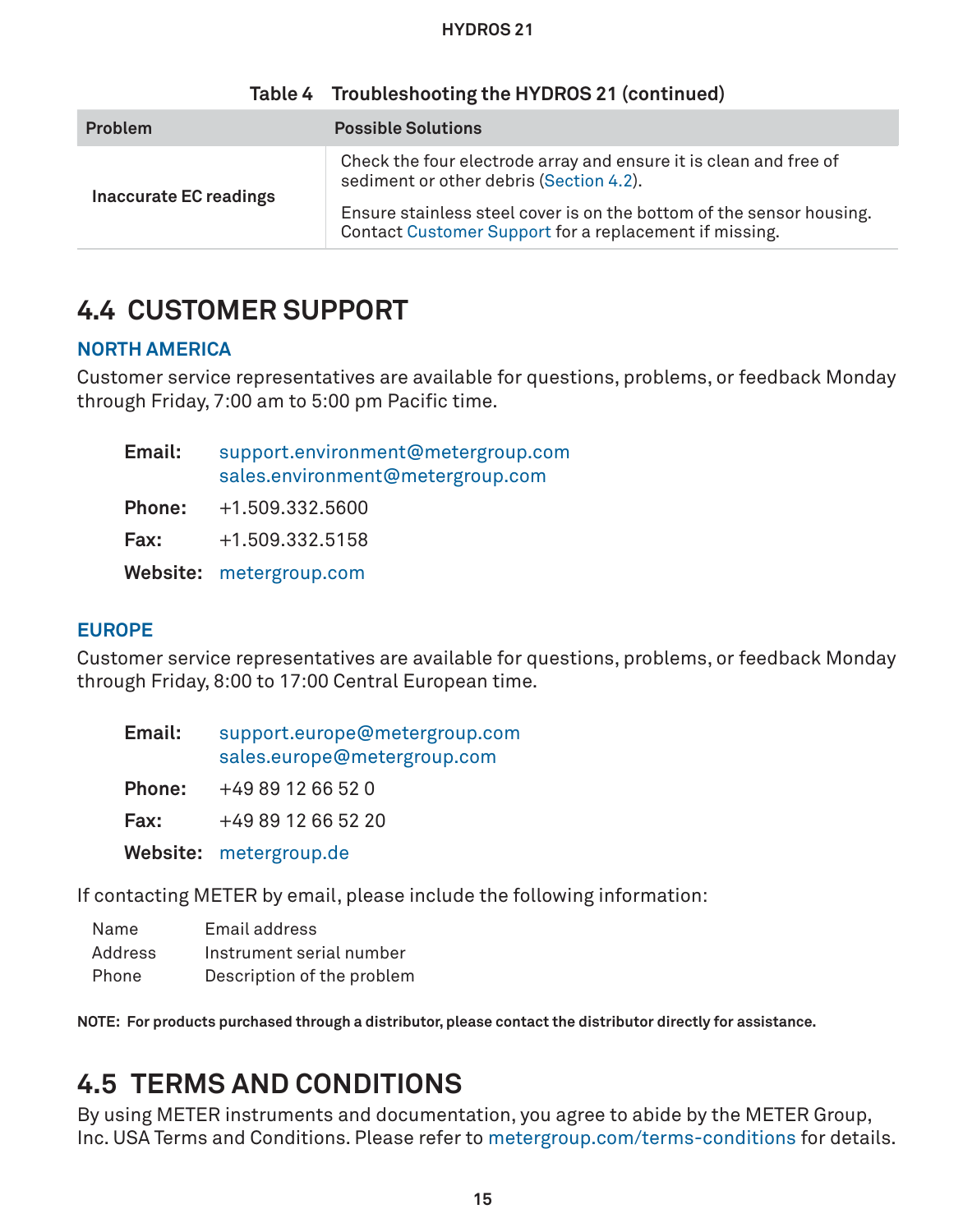Table 4 Troubleshooting the HYDROS 21 (continued)

| Problem | Possible Solutions |
|---|---|
| Inaccurate EC readings | Check the four electrode array and ensure it is clean and free of sediment or other debris (Section 4.2).<br><br>Ensure stainless steel cover is on the bottom of the sensor housing. Contact Customer Support for a replacement if missing. |

## 4.4 CUSTOMER SUPPORT

### NORTH AMERICA

Customer service representatives are available for questions, problems, or feedback Monday through Friday, 7:00 am to 5:00 pm Pacific time.

**Email:** support.environment@metergroup.com
sales.environment@metergroup.com

**Phone:** +1.509.332.5600

**Fax:** +1.509.332.5158

**Website:** metergroup.com

### EUROPE

Customer service representatives are available for questions, problems, or feedback Monday through Friday, 8:00 to 17:00 Central European time.

**Email:** support.europe@metergroup.com
sales.europe@metergroup.com

**Phone:** +49 89 12 66 52 0

**Fax:** +49 89 12 66 52 20

**Website:** metergroup.de

If contacting METER by email, please include the following information:

| | |
|---|---|
| Name | Email address |
| Address | Instrument serial number |
| Phone | Description of the problem |

**NOTE: For products purchased through a distributor, please contact the distributor directly for assistance.**

## 4.5 TERMS AND CONDITIONS

By using METER instruments and documentation, you agree to abide by the METER Group, Inc. USA Terms and Conditions. Please refer to metergroup.com/terms-conditions for details.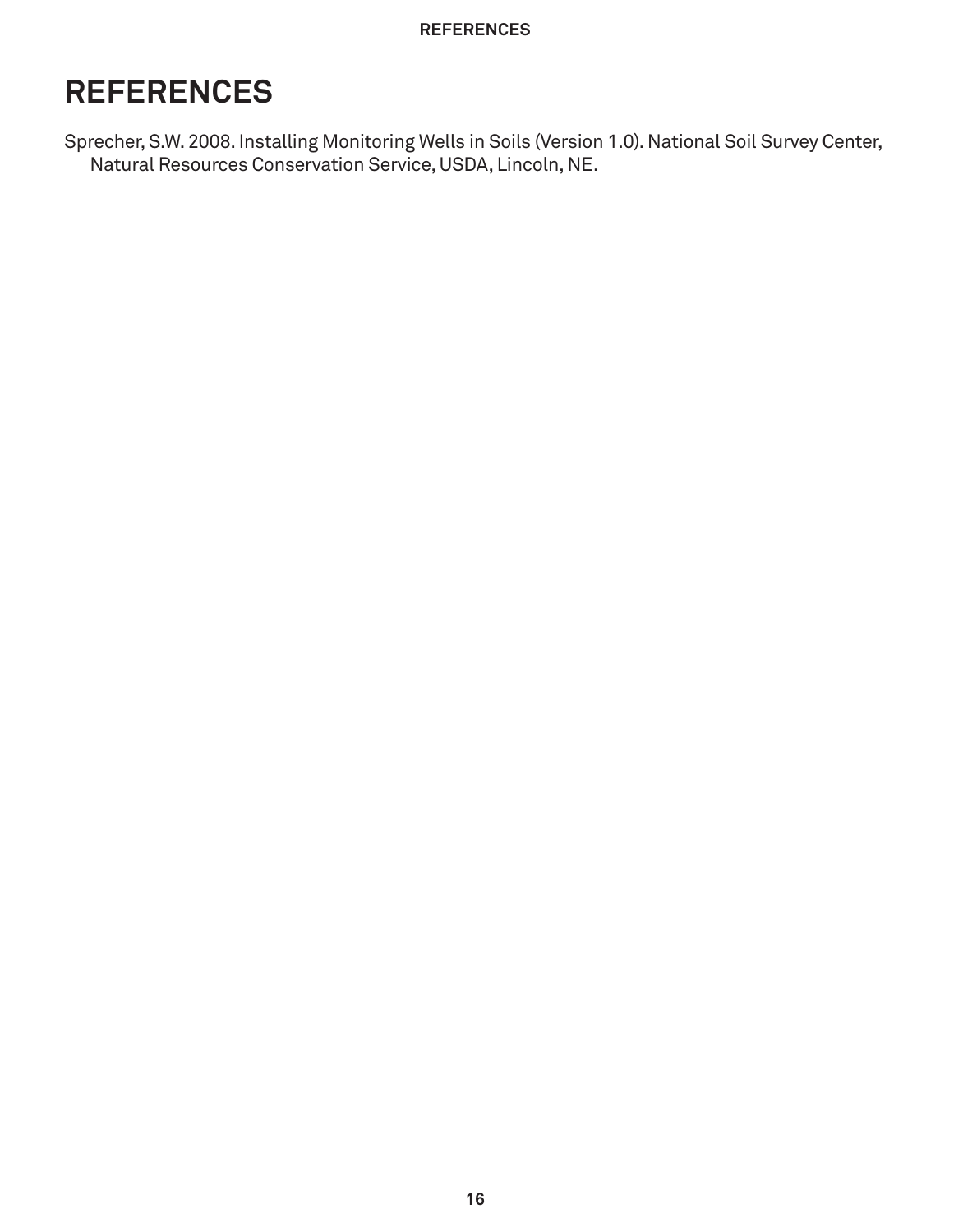# REFERENCES

Sprecher, S.W. 2008. Installing Monitoring Wells in Soils (Version 1.0). National Soil Survey Center, Natural Resources Conservation Service, USDA, Lincoln, NE.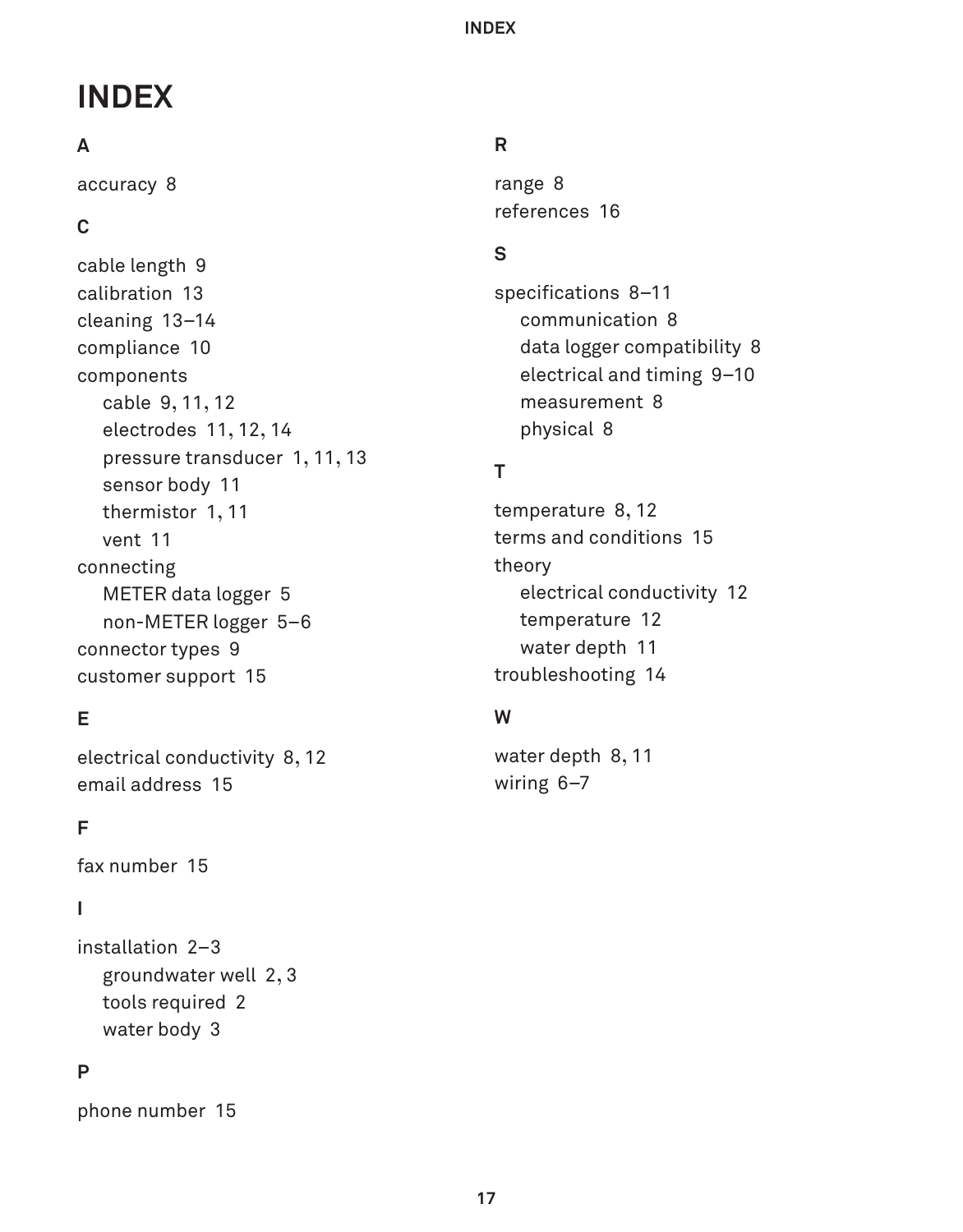# INDEX

## A

accuracy 8

## C

cable length 9
calibration 13
cleaning 13–14
compliance 10
components
- cable 9, 11, 12
- electrodes 11, 12, 14
- pressure transducer 1, 11, 13
- sensor body 11
- thermistor 1, 11
- vent 11

connecting
- METER data logger 5
- non-METER logger 5–6

connector types 9
customer support 15

## E

electrical conductivity 8, 12
email address 15

## F

fax number 15

## I

installation 2–3
- groundwater well 2, 3
- tools required 2
- water body 3

## P

phone number 15

## R

range 8
references 16

## S

specifications 8–11
- communication 8
- data logger compatibility 8
- electrical and timing 9–10
- measurement 8
- physical 8

## T

temperature 8, 12
terms and conditions 15
theory
- electrical conductivity 12
- temperature 12
- water depth 11

troubleshooting 14

## W

water depth 8, 11
wiring 6–7